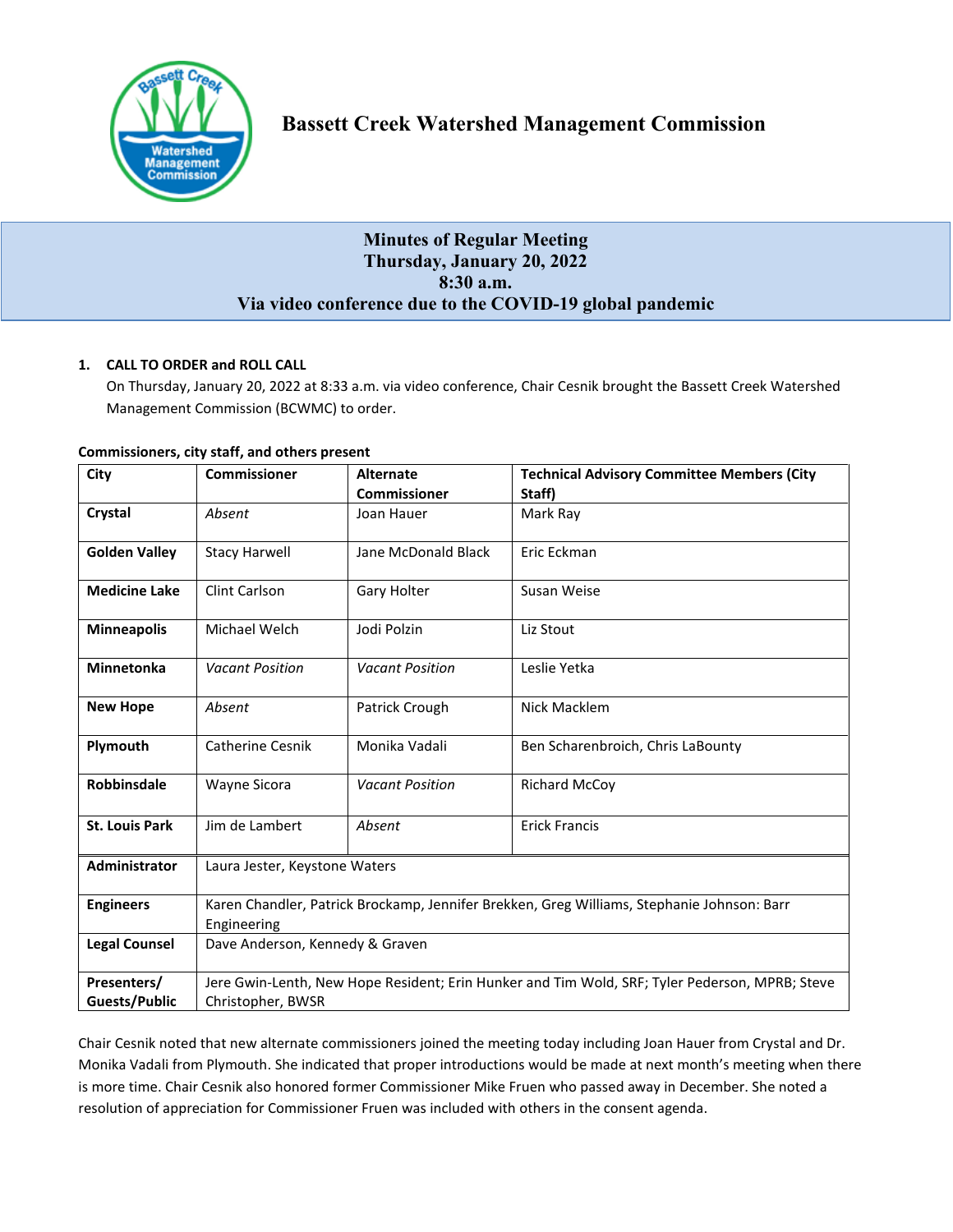# Bassett Creek Watershed Management Commission

## Minutes of Regular Meeting
## Thursday, January 20, 2022
## 8:30 a.m.
## Via video conference due to the COVID-19 global pandemic

**1. CALL TO ORDER and ROLL CALL**

On Thursday, January 20, 2022 at 8:33 a.m. via video conference, Chair Cesnik brought the Bassett Creek Watershed Management Commission (BCWMC) to order.

**Commissioners, city staff, and others present**

| City | Commissioner | Alternate Commissioner | Technical Advisory Committee Members (City Staff) |
|---|---|---|---|
| **Crystal** | *Absent* | Joan Hauer | Mark Ray |
| **Golden Valley** | Stacy Harwell | Jane McDonald Black | Eric Eckman |
| **Medicine Lake** | Clint Carlson | Gary Holter | Susan Weise |
| **Minneapolis** | Michael Welch | Jodi Polzin | Liz Stout |
| **Minnetonka** | *Vacant Position* | *Vacant Position* | Leslie Yetka |
| **New Hope** | *Absent* | Patrick Crough | Nick Macklem |
| **Plymouth** | Catherine Cesnik | Monika Vadali | Ben Scharenbroich, Chris LaBounty |
| **Robbinsdale** | Wayne Sicora | *Vacant Position* | Richard McCoy |
| **St. Louis Park** | Jim de Lambert | *Absent* | Erick Francis |
| **Administrator** | Laura Jester, Keystone Waters | | |
| **Engineers** | Karen Chandler, Patrick Brockamp, Jennifer Brekken, Greg Williams, Stephanie Johnson: Barr Engineering | | |
| **Legal Counsel** | Dave Anderson, Kennedy & Graven | | |
| **Presenters/ Guests/Public** | Jere Gwin-Lenth, New Hope Resident; Erin Hunker and Tim Wold, SRF; Tyler Pederson, MPRB; Steve Christopher, BWSR | | |

Chair Cesnik noted that new alternate commissioners joined the meeting today including Joan Hauer from Crystal and Dr. Monika Vadali from Plymouth. She indicated that proper introductions would be made at next month's meeting when there is more time. Chair Cesnik also honored former Commissioner Mike Fruen who passed away in December. She noted a resolution of appreciation for Commissioner Fruen was included with others in the consent agenda.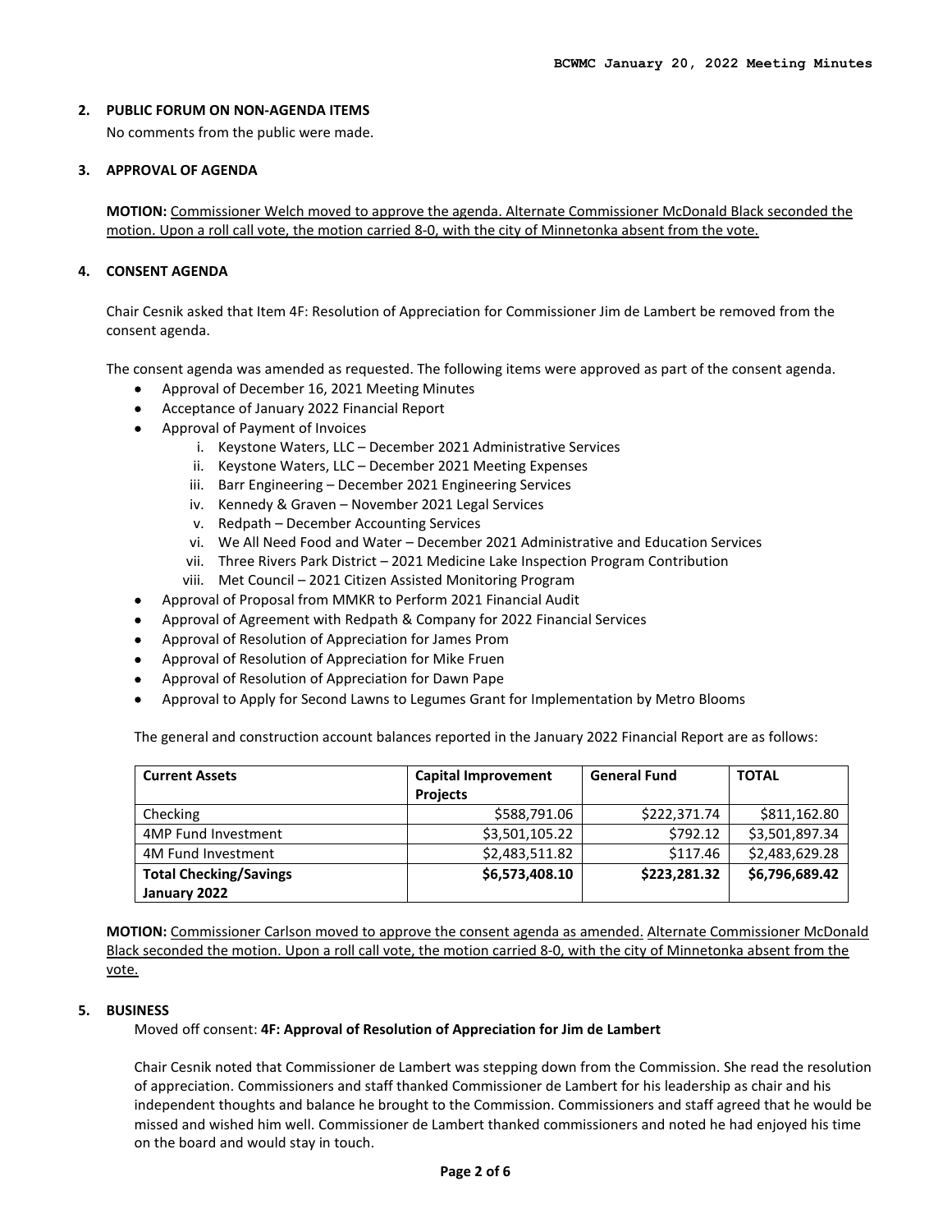## 2. PUBLIC FORUM ON NON-AGENDA ITEMS

No comments from the public were made.

## 3. APPROVAL OF AGENDA

**MOTION:** Commissioner Welch moved to approve the agenda. Alternate Commissioner McDonald Black seconded the motion. Upon a roll call vote, the motion carried 8-0, with the city of Minnetonka absent from the vote.

## 4. CONSENT AGENDA

Chair Cesnik asked that Item 4F: Resolution of Appreciation for Commissioner Jim de Lambert be removed from the consent agenda.

The consent agenda was amended as requested. The following items were approved as part of the consent agenda.

- Approval of December 16, 2021 Meeting Minutes
- Acceptance of January 2022 Financial Report
- Approval of Payment of Invoices
    1. Keystone Waters, LLC – December 2021 Administrative Services
    2. Keystone Waters, LLC – December 2021 Meeting Expenses
    3. Barr Engineering – December 2021 Engineering Services
    4. Kennedy & Graven – November 2021 Legal Services
    5. Redpath – December Accounting Services
    6. We All Need Food and Water – December 2021 Administrative and Education Services
    7. Three Rivers Park District – 2021 Medicine Lake Inspection Program Contribution
    8. Met Council – 2021 Citizen Assisted Monitoring Program
- Approval of Proposal from MMKR to Perform 2021 Financial Audit
- Approval of Agreement with Redpath & Company for 2022 Financial Services
- Approval of Resolution of Appreciation for James Prom
- Approval of Resolution of Appreciation for Mike Fruen
- Approval of Resolution of Appreciation for Dawn Pape
- Approval to Apply for Second Lawns to Legumes Grant for Implementation by Metro Blooms

The general and construction account balances reported in the January 2022 Financial Report are as follows:

| Current Assets | Capital Improvement Projects | General Fund | TOTAL |
|---|---|---|---|
| Checking | $588,791.06 | $222,371.74 | $811,162.80 |
| 4MP Fund Investment | $3,501,105.22 | $792.12 | $3,501,897.34 |
| 4M Fund Investment | $2,483,511.82 | $117.46 | $2,483,629.28 |
| **Total Checking/Savings January 2022** | **$6,573,408.10** | **$223,281.32** | **$6,796,689.42** |

**MOTION:** Commissioner Carlson moved to approve the consent agenda as amended. Alternate Commissioner McDonald Black seconded the motion. Upon a roll call vote, the motion carried 8-0, with the city of Minnetonka absent from the vote.

## 5. BUSINESS

Moved off consent: **4F: Approval of Resolution of Appreciation for Jim de Lambert**

Chair Cesnik noted that Commissioner de Lambert was stepping down from the Commission. She read the resolution of appreciation. Commissioners and staff thanked Commissioner de Lambert for his leadership as chair and his independent thoughts and balance he brought to the Commission. Commissioners and staff agreed that he would be missed and wished him well. Commissioner de Lambert thanked commissioners and noted he had enjoyed his time on the board and would stay in touch.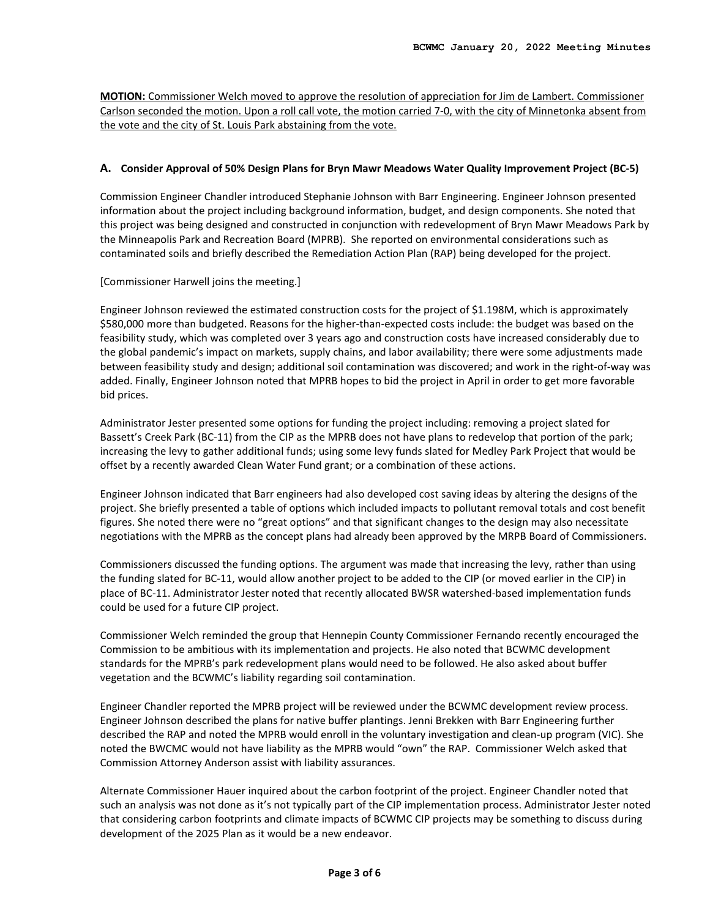**MOTION:** Commissioner Welch moved to approve the resolution of appreciation for Jim de Lambert. Commissioner Carlson seconded the motion. Upon a roll call vote, the motion carried 7-0, with the city of Minnetonka absent from the vote and the city of St. Louis Park abstaining from the vote.

### A. Consider Approval of 50% Design Plans for Bryn Mawr Meadows Water Quality Improvement Project (BC-5)

Commission Engineer Chandler introduced Stephanie Johnson with Barr Engineering. Engineer Johnson presented information about the project including background information, budget, and design components. She noted that this project was being designed and constructed in conjunction with redevelopment of Bryn Mawr Meadows Park by the Minneapolis Park and Recreation Board (MPRB). She reported on environmental considerations such as contaminated soils and briefly described the Remediation Action Plan (RAP) being developed for the project.

[Commissioner Harwell joins the meeting.]

Engineer Johnson reviewed the estimated construction costs for the project of $1.198M, which is approximately $580,000 more than budgeted. Reasons for the higher-than-expected costs include: the budget was based on the feasibility study, which was completed over 3 years ago and construction costs have increased considerably due to the global pandemic's impact on markets, supply chains, and labor availability; there were some adjustments made between feasibility study and design; additional soil contamination was discovered; and work in the right-of-way was added. Finally, Engineer Johnson noted that MPRB hopes to bid the project in April in order to get more favorable bid prices.

Administrator Jester presented some options for funding the project including: removing a project slated for Bassett's Creek Park (BC-11) from the CIP as the MPRB does not have plans to redevelop that portion of the park; increasing the levy to gather additional funds; using some levy funds slated for Medley Park Project that would be offset by a recently awarded Clean Water Fund grant; or a combination of these actions.

Engineer Johnson indicated that Barr engineers had also developed cost saving ideas by altering the designs of the project. She briefly presented a table of options which included impacts to pollutant removal totals and cost benefit figures. She noted there were no "great options" and that significant changes to the design may also necessitate negotiations with the MPRB as the concept plans had already been approved by the MRPB Board of Commissioners.

Commissioners discussed the funding options. The argument was made that increasing the levy, rather than using the funding slated for BC-11, would allow another project to be added to the CIP (or moved earlier in the CIP) in place of BC-11. Administrator Jester noted that recently allocated BWSR watershed-based implementation funds could be used for a future CIP project.

Commissioner Welch reminded the group that Hennepin County Commissioner Fernando recently encouraged the Commission to be ambitious with its implementation and projects. He also noted that BCWMC development standards for the MPRB's park redevelopment plans would need to be followed. He also asked about buffer vegetation and the BCWMC's liability regarding soil contamination.

Engineer Chandler reported the MPRB project will be reviewed under the BCWMC development review process. Engineer Johnson described the plans for native buffer plantings. Jenni Brekken with Barr Engineering further described the RAP and noted the MPRB would enroll in the voluntary investigation and clean-up program (VIC). She noted the BWCMC would not have liability as the MPRB would "own" the RAP. Commissioner Welch asked that Commission Attorney Anderson assist with liability assurances.

Alternate Commissioner Hauer inquired about the carbon footprint of the project. Engineer Chandler noted that such an analysis was not done as it's not typically part of the CIP implementation process. Administrator Jester noted that considering carbon footprints and climate impacts of BCWMC CIP projects may be something to discuss during development of the 2025 Plan as it would be a new endeavor.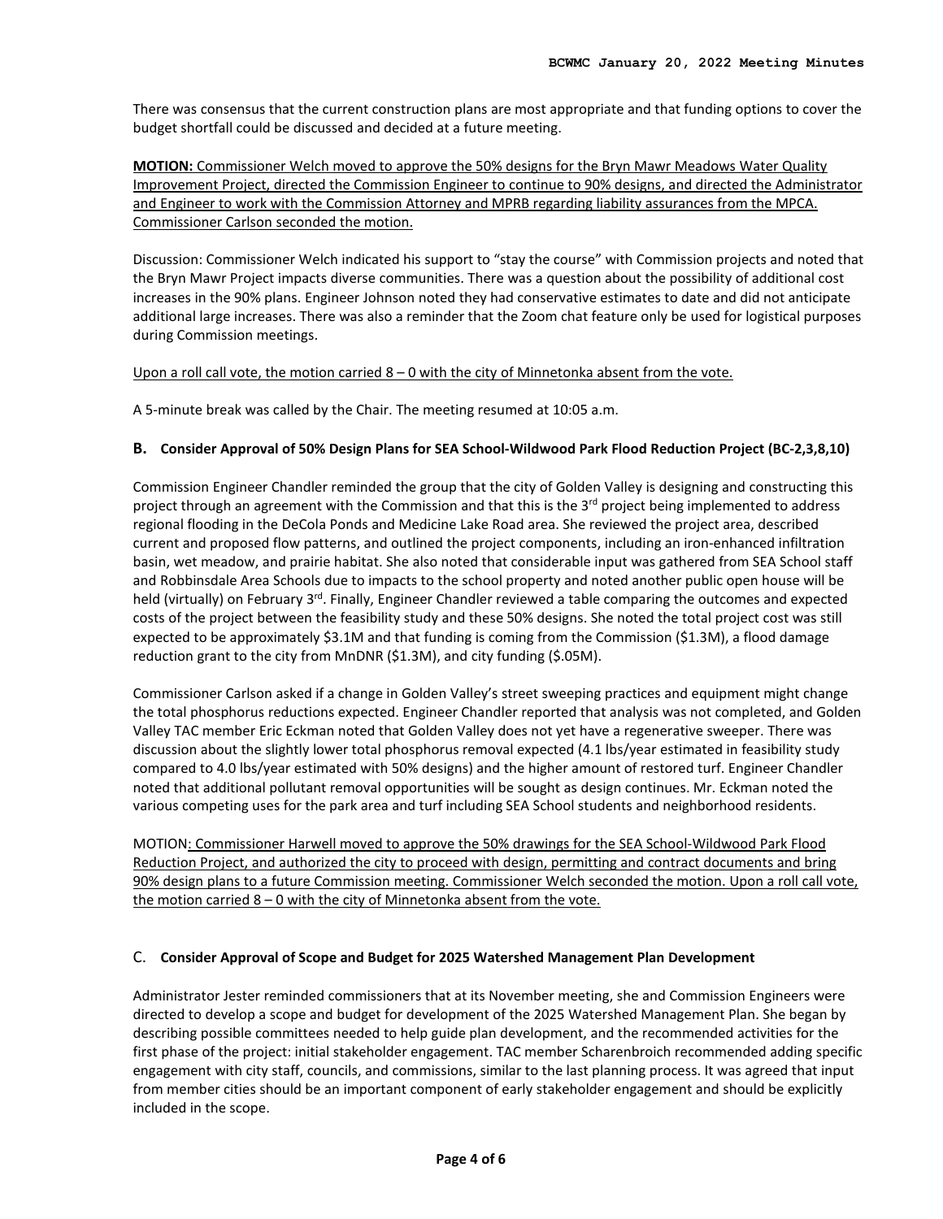There was consensus that the current construction plans are most appropriate and that funding options to cover the budget shortfall could be discussed and decided at a future meeting.

<u>**MOTION:** Commissioner Welch moved to approve the 50% designs for the Bryn Mawr Meadows Water Quality Improvement Project, directed the Commission Engineer to continue to 90% designs, and directed the Administrator and Engineer to work with the Commission Attorney and MPRB regarding liability assurances from the MPCA. Commissioner Carlson seconded the motion.</u>

Discussion: Commissioner Welch indicated his support to "stay the course" with Commission projects and noted that the Bryn Mawr Project impacts diverse communities. There was a question about the possibility of additional cost increases in the 90% plans. Engineer Johnson noted they had conservative estimates to date and did not anticipate additional large increases. There was also a reminder that the Zoom chat feature only be used for logistical purposes during Commission meetings.

<u>Upon a roll call vote, the motion carried 8 – 0 with the city of Minnetonka absent from the vote.</u>

A 5-minute break was called by the Chair. The meeting resumed at 10:05 a.m.

### B. Consider Approval of 50% Design Plans for SEA School-Wildwood Park Flood Reduction Project (BC-2,3,8,10)

Commission Engineer Chandler reminded the group that the city of Golden Valley is designing and constructing this project through an agreement with the Commission and that this is the 3rd project being implemented to address regional flooding in the DeCola Ponds and Medicine Lake Road area. She reviewed the project area, described current and proposed flow patterns, and outlined the project components, including an iron-enhanced infiltration basin, wet meadow, and prairie habitat. She also noted that considerable input was gathered from SEA School staff and Robbinsdale Area Schools due to impacts to the school property and noted another public open house will be held (virtually) on February 3rd. Finally, Engineer Chandler reviewed a table comparing the outcomes and expected costs of the project between the feasibility study and these 50% designs. She noted the total project cost was still expected to be approximately $3.1M and that funding is coming from the Commission ($1.3M), a flood damage reduction grant to the city from MnDNR ($1.3M), and city funding ($.05M).

Commissioner Carlson asked if a change in Golden Valley's street sweeping practices and equipment might change the total phosphorus reductions expected. Engineer Chandler reported that analysis was not completed, and Golden Valley TAC member Eric Eckman noted that Golden Valley does not yet have a regenerative sweeper. There was discussion about the slightly lower total phosphorus removal expected (4.1 lbs/year estimated in feasibility study compared to 4.0 lbs/year estimated with 50% designs) and the higher amount of restored turf. Engineer Chandler noted that additional pollutant removal opportunities will be sought as design continues. Mr. Eckman noted the various competing uses for the park area and turf including SEA School students and neighborhood residents.

MOTION<u>: Commissioner Harwell moved to approve the 50% drawings for the SEA School-Wildwood Park Flood Reduction Project, and authorized the city to proceed with design, permitting and contract documents and bring 90% design plans to a future Commission meeting. Commissioner Welch seconded the motion. Upon a roll call vote, the motion carried 8 – 0 with the city of Minnetonka absent from the vote.</u>

### C. Consider Approval of Scope and Budget for 2025 Watershed Management Plan Development

Administrator Jester reminded commissioners that at its November meeting, she and Commission Engineers were directed to develop a scope and budget for development of the 2025 Watershed Management Plan. She began by describing possible committees needed to help guide plan development, and the recommended activities for the first phase of the project: initial stakeholder engagement. TAC member Scharenbroich recommended adding specific engagement with city staff, councils, and commissions, similar to the last planning process. It was agreed that input from member cities should be an important component of early stakeholder engagement and should be explicitly included in the scope.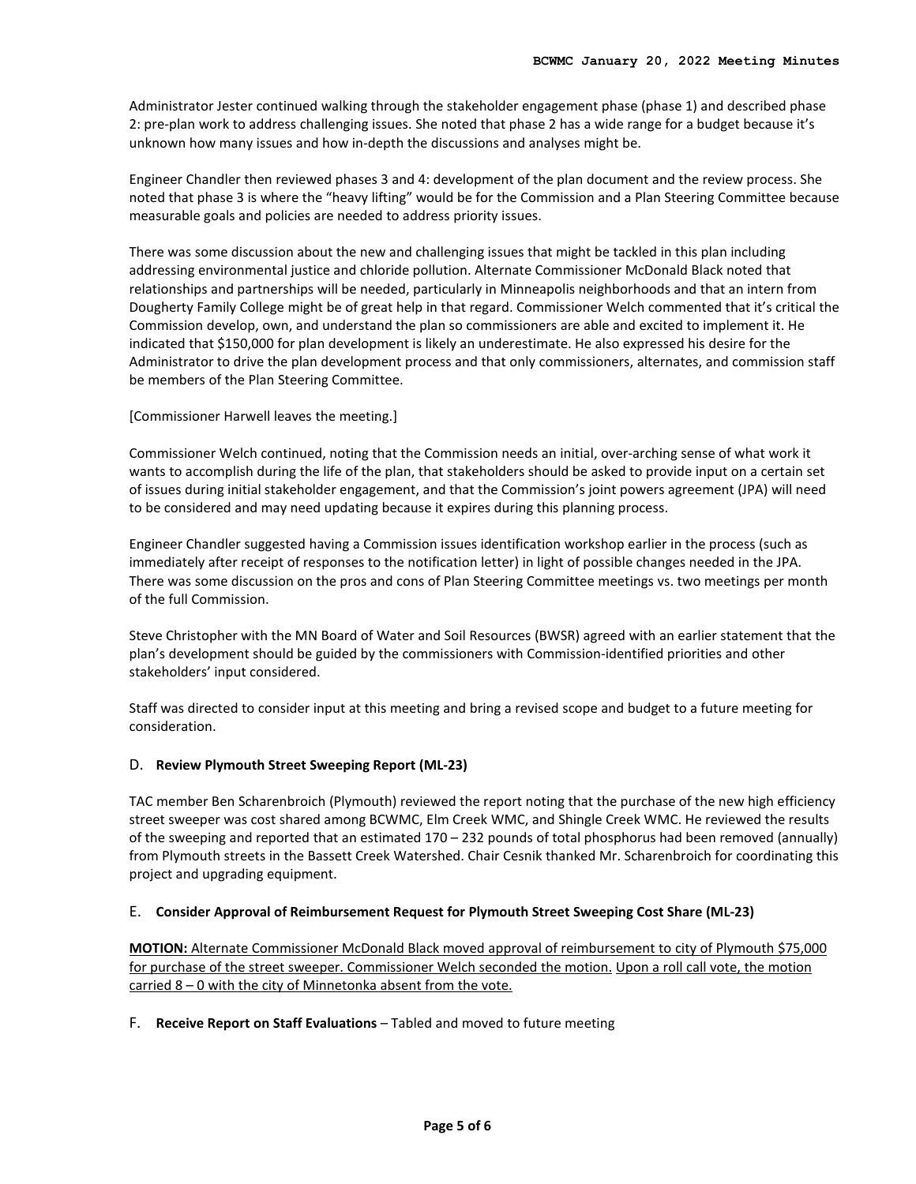Administrator Jester continued walking through the stakeholder engagement phase (phase 1) and described phase 2: pre-plan work to address challenging issues. She noted that phase 2 has a wide range for a budget because it's unknown how many issues and how in-depth the discussions and analyses might be.

Engineer Chandler then reviewed phases 3 and 4: development of the plan document and the review process. She noted that phase 3 is where the "heavy lifting" would be for the Commission and a Plan Steering Committee because measurable goals and policies are needed to address priority issues.

There was some discussion about the new and challenging issues that might be tackled in this plan including addressing environmental justice and chloride pollution. Alternate Commissioner McDonald Black noted that relationships and partnerships will be needed, particularly in Minneapolis neighborhoods and that an intern from Dougherty Family College might be of great help in that regard. Commissioner Welch commented that it's critical the Commission develop, own, and understand the plan so commissioners are able and excited to implement it. He indicated that $150,000 for plan development is likely an underestimate. He also expressed his desire for the Administrator to drive the plan development process and that only commissioners, alternates, and commission staff be members of the Plan Steering Committee.

[Commissioner Harwell leaves the meeting.]

Commissioner Welch continued, noting that the Commission needs an initial, over-arching sense of what work it wants to accomplish during the life of the plan, that stakeholders should be asked to provide input on a certain set of issues during initial stakeholder engagement, and that the Commission's joint powers agreement (JPA) will need to be considered and may need updating because it expires during this planning process.

Engineer Chandler suggested having a Commission issues identification workshop earlier in the process (such as immediately after receipt of responses to the notification letter) in light of possible changes needed in the JPA. There was some discussion on the pros and cons of Plan Steering Committee meetings vs. two meetings per month of the full Commission.

Steve Christopher with the MN Board of Water and Soil Resources (BWSR) agreed with an earlier statement that the plan's development should be guided by the commissioners with Commission-identified priorities and other stakeholders' input considered.

Staff was directed to consider input at this meeting and bring a revised scope and budget to a future meeting for consideration.

D. **Review Plymouth Street Sweeping Report (ML-23)**

TAC member Ben Scharenbroich (Plymouth) reviewed the report noting that the purchase of the new high efficiency street sweeper was cost shared among BCWMC, Elm Creek WMC, and Shingle Creek WMC. He reviewed the results of the sweeping and reported that an estimated 170 – 232 pounds of total phosphorus had been removed (annually) from Plymouth streets in the Bassett Creek Watershed. Chair Cesnik thanked Mr. Scharenbroich for coordinating this project and upgrading equipment.

E. **Consider Approval of Reimbursement Request for Plymouth Street Sweeping Cost Share (ML-23)**

<u>**MOTION:** Alternate Commissioner McDonald Black moved approval of reimbursement to city of Plymouth $75,000 for purchase of the street sweeper. Commissioner Welch seconded the motion.</u> <u>Upon a roll call vote, the motion carried 8 – 0 with the city of Minnetonka absent from the vote.</u>

F. **Receive Report on Staff Evaluations** – Tabled and moved to future meeting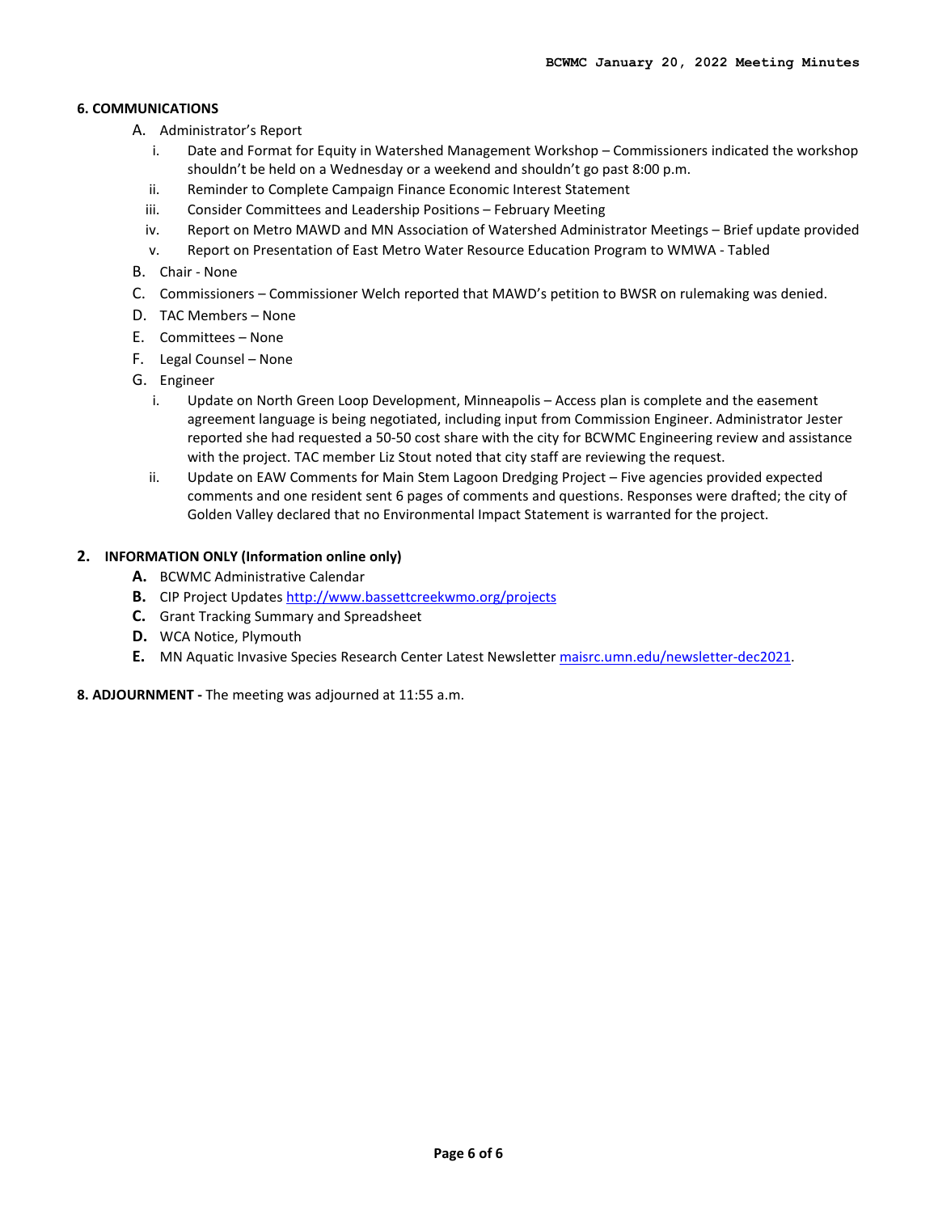## 6. COMMUNICATIONS

A. Administrator's Report
   i. Date and Format for Equity in Watershed Management Workshop – Commissioners indicated the workshop shouldn't be held on a Wednesday or a weekend and shouldn't go past 8:00 p.m.
   ii. Reminder to Complete Campaign Finance Economic Interest Statement
   iii. Consider Committees and Leadership Positions – February Meeting
   iv. Report on Metro MAWD and MN Association of Watershed Administrator Meetings – Brief update provided
   v. Report on Presentation of East Metro Water Resource Education Program to WMWA - Tabled

B. Chair - None

C. Commissioners – Commissioner Welch reported that MAWD's petition to BWSR on rulemaking was denied.

D. TAC Members – None

E. Committees – None

F. Legal Counsel – None

G. Engineer
   i. Update on North Green Loop Development, Minneapolis – Access plan is complete and the easement agreement language is being negotiated, including input from Commission Engineer. Administrator Jester reported she had requested a 50-50 cost share with the city for BCWMC Engineering review and assistance with the project. TAC member Liz Stout noted that city staff are reviewing the request.
   ii. Update on EAW Comments for Main Stem Lagoon Dredging Project – Five agencies provided expected comments and one resident sent 6 pages of comments and questions. Responses were drafted; the city of Golden Valley declared that no Environmental Impact Statement is warranted for the project.

## 2. INFORMATION ONLY (Information online only)

**A.** BCWMC Administrative Calendar

**B.** CIP Project Updates http://www.bassettcreekwmo.org/projects

**C.** Grant Tracking Summary and Spreadsheet

**D.** WCA Notice, Plymouth

**E.** MN Aquatic Invasive Species Research Center Latest Newsletter maisrc.umn.edu/newsletter-dec2021.

**8. ADJOURNMENT -** The meeting was adjourned at 11:55 a.m.